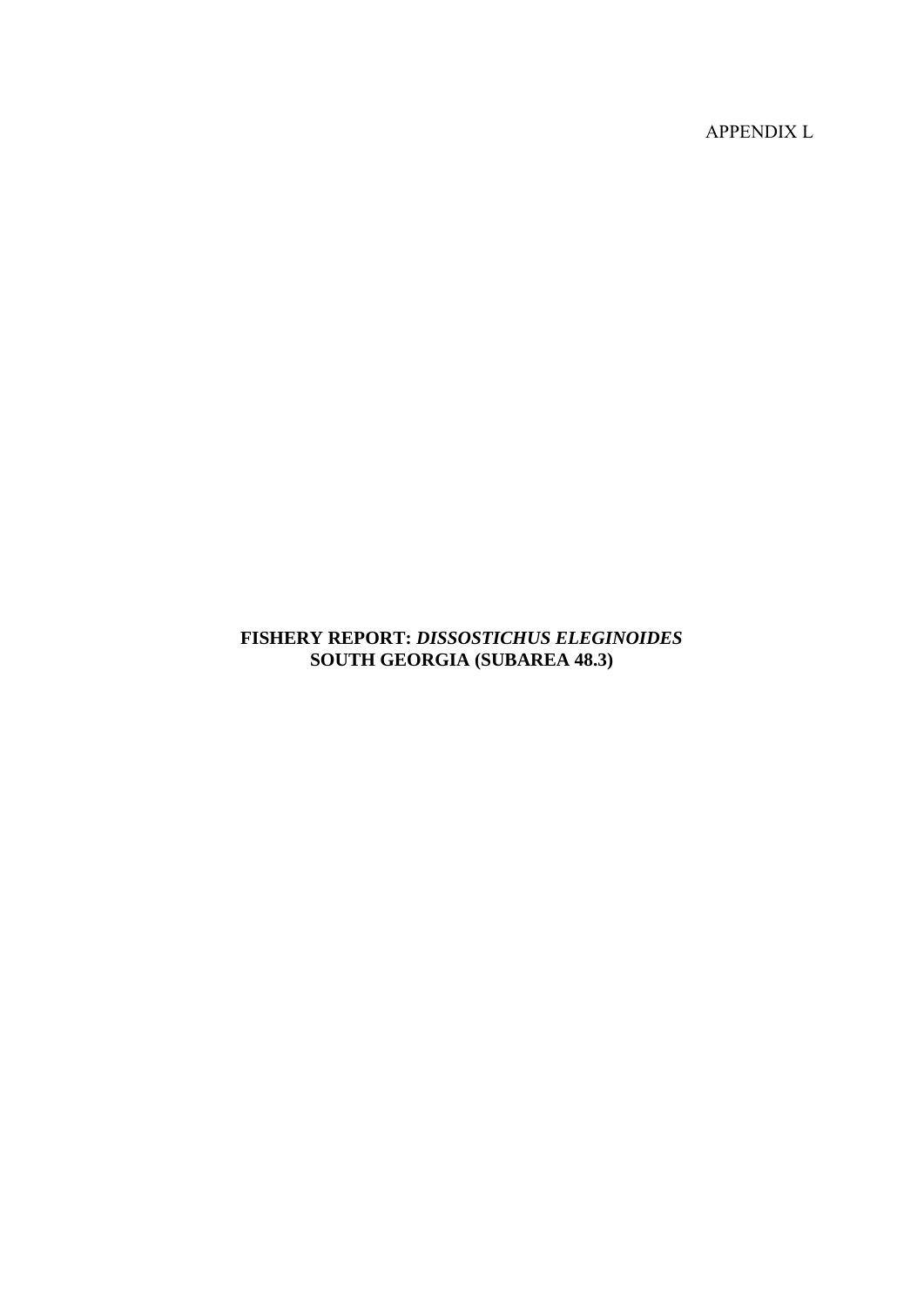APPENDIX L

# FISHERY REPORT: *DISSOSTICHUS ELEGINOIDES* SOUTH GEORGIA (SUBAREA 48.3)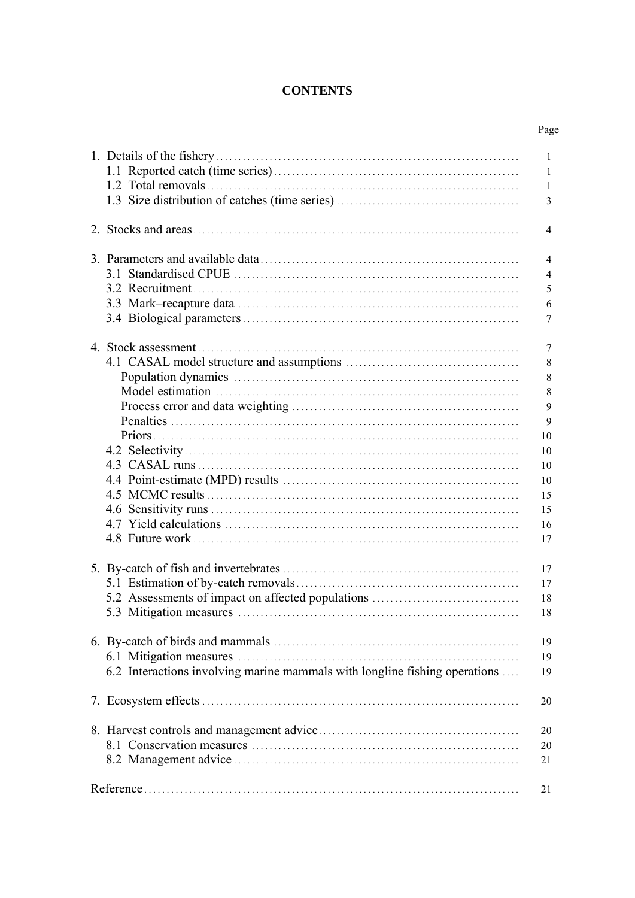# CONTENTS

| | Page |
|---|---|
| 1. Details of the fishery | 1 |
| 1.1 Reported catch (time series) | 1 |
| 1.2 Total removals | 1 |
| 1.3 Size distribution of catches (time series) | 3 |
| 2. Stocks and areas | 4 |
| 3. Parameters and available data | 4 |
| 3.1 Standardised CPUE | 4 |
| 3.2 Recruitment | 5 |
| 3.3 Mark–recapture data | 6 |
| 3.4 Biological parameters | 7 |
| 4. Stock assessment | 7 |
| 4.1 CASAL model structure and assumptions | 8 |
| Population dynamics | 8 |
| Model estimation | 8 |
| Process error and data weighting | 9 |
| Penalties | 9 |
| Priors | 10 |
| 4.2 Selectivity | 10 |
| 4.3 CASAL runs | 10 |
| 4.4 Point-estimate (MPD) results | 10 |
| 4.5 MCMC results | 15 |
| 4.6 Sensitivity runs | 15 |
| 4.7 Yield calculations | 16 |
| 4.8 Future work | 17 |
| 5. By-catch of fish and invertebrates | 17 |
| 5.1 Estimation of by-catch removals | 17 |
| 5.2 Assessments of impact on affected populations | 18 |
| 5.3 Mitigation measures | 18 |
| 6. By-catch of birds and mammals | 19 |
| 6.1 Mitigation measures | 19 |
| 6.2 Interactions involving marine mammals with longline fishing operations | 19 |
| 7. Ecosystem effects | 20 |
| 8. Harvest controls and management advice | 20 |
| 8.1 Conservation measures | 20 |
| 8.2 Management advice | 21 |
| Reference | 21 |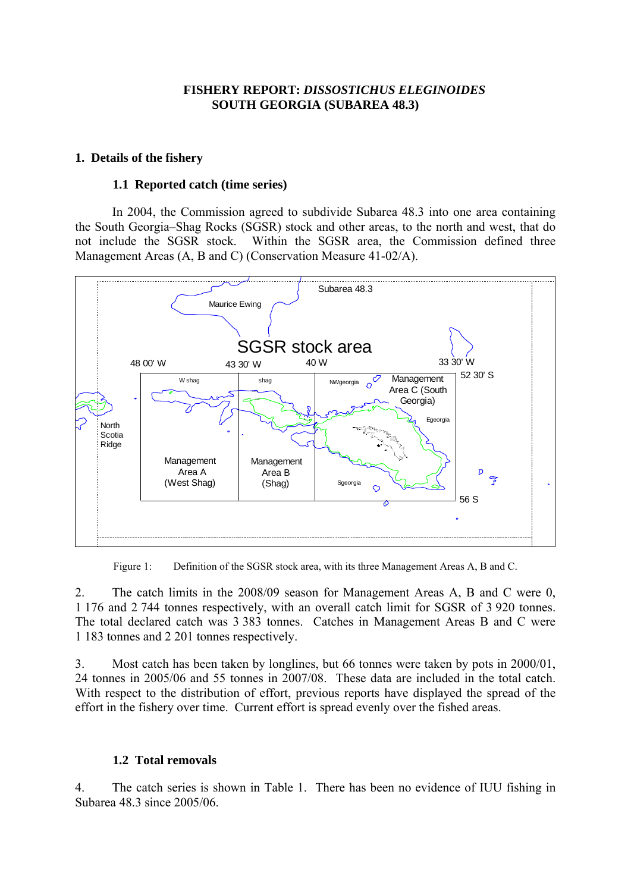# FISHERY REPORT: *DISSOSTICHUS ELEGINOIDES* SOUTH GEORGIA (SUBAREA 48.3)

## 1. Details of the fishery

### 1.1 Reported catch (time series)

In 2004, the Commission agreed to subdivide Subarea 48.3 into one area containing the South Georgia–Shag Rocks (SGSR) stock and other areas, to the north and west, that do not include the SGSR stock. Within the SGSR area, the Commission defined three Management Areas (A, B and C) (Conservation Measure 41-02/A).

Figure 1: Definition of the SGSR stock area, with its three Management Areas A, B and C.

2. The catch limits in the 2008/09 season for Management Areas A, B and C were 0, 1 176 and 2 744 tonnes respectively, with an overall catch limit for SGSR of 3 920 tonnes. The total declared catch was 3 383 tonnes. Catches in Management Areas B and C were 1 183 tonnes and 2 201 tonnes respectively.

3. Most catch has been taken by longlines, but 66 tonnes were taken by pots in 2000/01, 24 tonnes in 2005/06 and 55 tonnes in 2007/08. These data are included in the total catch. With respect to the distribution of effort, previous reports have displayed the spread of the effort in the fishery over time. Current effort is spread evenly over the fished areas.

### 1.2 Total removals

4. The catch series is shown in Table 1. There has been no evidence of IUU fishing in Subarea 48.3 since 2005/06.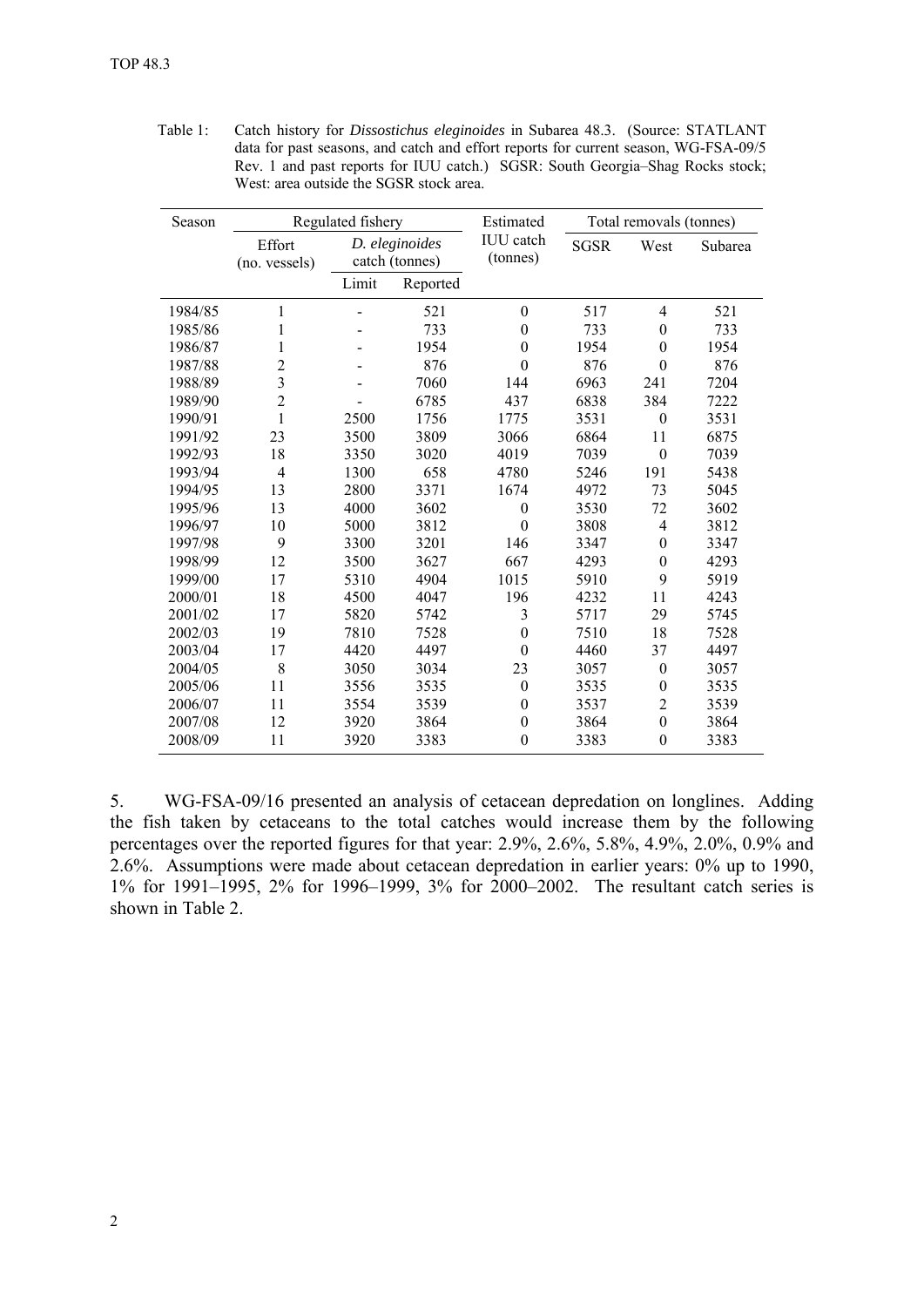Table 1: Catch history for *Dissostichus eleginoides* in Subarea 48.3. (Source: STATLANT data for past seasons, and catch and effort reports for current season, WG-FSA-09/5 Rev. 1 and past reports for IUU catch.) SGSR: South Georgia–Shag Rocks stock; West: area outside the SGSR stock area.

| Season | Regulated fishery | | | Estimated IUU catch (tonnes) | Total removals (tonnes) | | |
|---|---|---|---|---|---|---|---|
| | Effort (no. vessels) | *D. eleginoides* catch (tonnes) | | | SGSR | West | Subarea |
| | | Limit | Reported | | | | |
| 1984/85 | 1 | - | 521 | 0 | 517 | 4 | 521 |
| 1985/86 | 1 | - | 733 | 0 | 733 | 0 | 733 |
| 1986/87 | 1 | - | 1954 | 0 | 1954 | 0 | 1954 |
| 1987/88 | 2 | - | 876 | 0 | 876 | 0 | 876 |
| 1988/89 | 3 | - | 7060 | 144 | 6963 | 241 | 7204 |
| 1989/90 | 2 | - | 6785 | 437 | 6838 | 384 | 7222 |
| 1990/91 | 1 | 2500 | 1756 | 1775 | 3531 | 0 | 3531 |
| 1991/92 | 23 | 3500 | 3809 | 3066 | 6864 | 11 | 6875 |
| 1992/93 | 18 | 3350 | 3020 | 4019 | 7039 | 0 | 7039 |
| 1993/94 | 4 | 1300 | 658 | 4780 | 5246 | 191 | 5438 |
| 1994/95 | 13 | 2800 | 3371 | 1674 | 4972 | 73 | 5045 |
| 1995/96 | 13 | 4000 | 3602 | 0 | 3530 | 72 | 3602 |
| 1996/97 | 10 | 5000 | 3812 | 0 | 3808 | 4 | 3812 |
| 1997/98 | 9 | 3300 | 3201 | 146 | 3347 | 0 | 3347 |
| 1998/99 | 12 | 3500 | 3627 | 667 | 4293 | 0 | 4293 |
| 1999/00 | 17 | 5310 | 4904 | 1015 | 5910 | 9 | 5919 |
| 2000/01 | 18 | 4500 | 4047 | 196 | 4232 | 11 | 4243 |
| 2001/02 | 17 | 5820 | 5742 | 3 | 5717 | 29 | 5745 |
| 2002/03 | 19 | 7810 | 7528 | 0 | 7510 | 18 | 7528 |
| 2003/04 | 17 | 4420 | 4497 | 0 | 4460 | 37 | 4497 |
| 2004/05 | 8 | 3050 | 3034 | 23 | 3057 | 0 | 3057 |
| 2005/06 | 11 | 3556 | 3535 | 0 | 3535 | 0 | 3535 |
| 2006/07 | 11 | 3554 | 3539 | 0 | 3537 | 2 | 3539 |
| 2007/08 | 12 | 3920 | 3864 | 0 | 3864 | 0 | 3864 |
| 2008/09 | 11 | 3920 | 3383 | 0 | 3383 | 0 | 3383 |

5. WG-FSA-09/16 presented an analysis of cetacean depredation on longlines. Adding the fish taken by cetaceans to the total catches would increase them by the following percentages over the reported figures for that year: 2.9%, 2.6%, 5.8%, 4.9%, 2.0%, 0.9% and 2.6%. Assumptions were made about cetacean depredation in earlier years: 0% up to 1990, 1% for 1991–1995, 2% for 1996–1999, 3% for 2000–2002. The resultant catch series is shown in Table 2.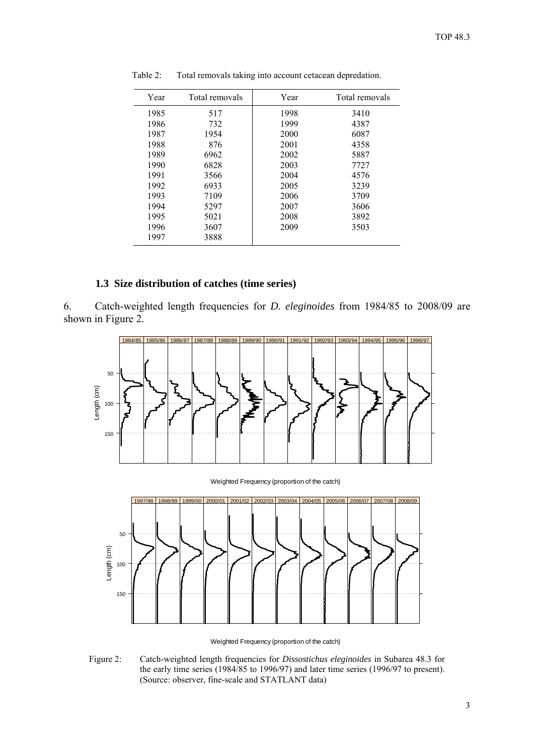Table 2: Total removals taking into account cetacean depredation.

| Year | Total removals | Year | Total removals |
|---|---|---|---|
| 1985 | 517 | 1998 | 3410 |
| 1986 | 732 | 1999 | 4387 |
| 1987 | 1954 | 2000 | 6087 |
| 1988 | 876 | 2001 | 4358 |
| 1989 | 6962 | 2002 | 5887 |
| 1990 | 6828 | 2003 | 7727 |
| 1991 | 3566 | 2004 | 4576 |
| 1992 | 6933 | 2005 | 3239 |
| 1993 | 7109 | 2006 | 3709 |
| 1994 | 5297 | 2007 | 3606 |
| 1995 | 5021 | 2008 | 3892 |
| 1996 | 3607 | 2009 | 3503 |
| 1997 | 3888 | | |

### 1.3 Size distribution of catches (time series)

6. Catch-weighted length frequencies for *D. eleginoides* from 1984/85 to 2008/09 are shown in Figure 2.

Figure 2: Catch-weighted length frequencies for *Dissostichus eleginoides* in Subarea 48.3 for the early time series (1984/85 to 1996/97) and later time series (1996/97 to present). (Source: observer, fine-scale and STATLANT data)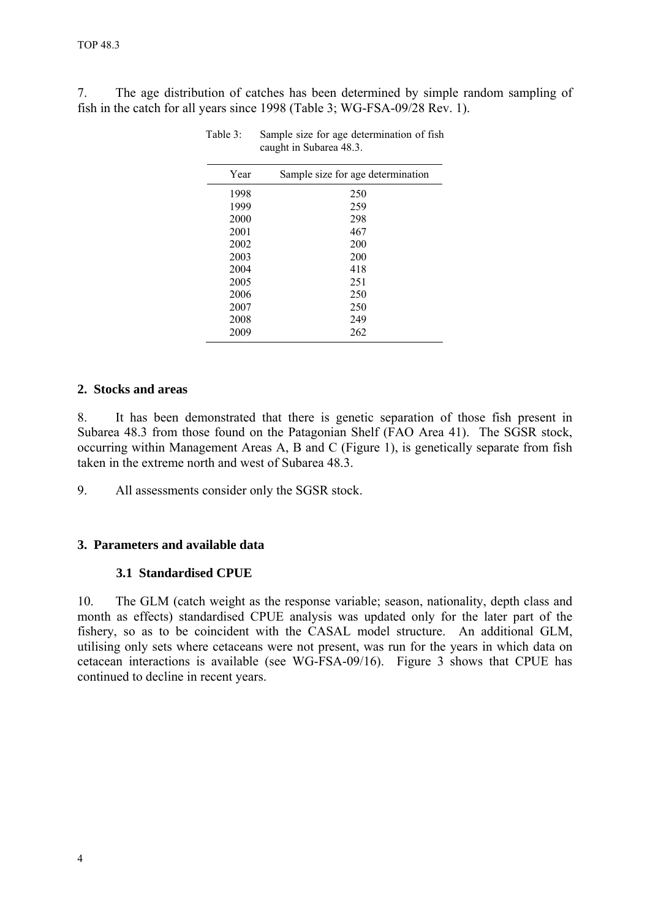7. The age distribution of catches has been determined by simple random sampling of fish in the catch for all years since 1998 (Table 3; WG-FSA-09/28 Rev. 1).

Table 3: Sample size for age determination of fish caught in Subarea 48.3.

| Year | Sample size for age determination |
|---|---|
| 1998 | 250 |
| 1999 | 259 |
| 2000 | 298 |
| 2001 | 467 |
| 2002 | 200 |
| 2003 | 200 |
| 2004 | 418 |
| 2005 | 251 |
| 2006 | 250 |
| 2007 | 250 |
| 2008 | 249 |
| 2009 | 262 |

## 2. Stocks and areas

8. It has been demonstrated that there is genetic separation of those fish present in Subarea 48.3 from those found on the Patagonian Shelf (FAO Area 41). The SGSR stock, occurring within Management Areas A, B and C (Figure 1), is genetically separate from fish taken in the extreme north and west of Subarea 48.3.

9. All assessments consider only the SGSR stock.

## 3. Parameters and available data

### 3.1 Standardised CPUE

10. The GLM (catch weight as the response variable; season, nationality, depth class and month as effects) standardised CPUE analysis was updated only for the later part of the fishery, so as to be coincident with the CASAL model structure. An additional GLM, utilising only sets where cetaceans were not present, was run for the years in which data on cetacean interactions is available (see WG-FSA-09/16). Figure 3 shows that CPUE has continued to decline in recent years.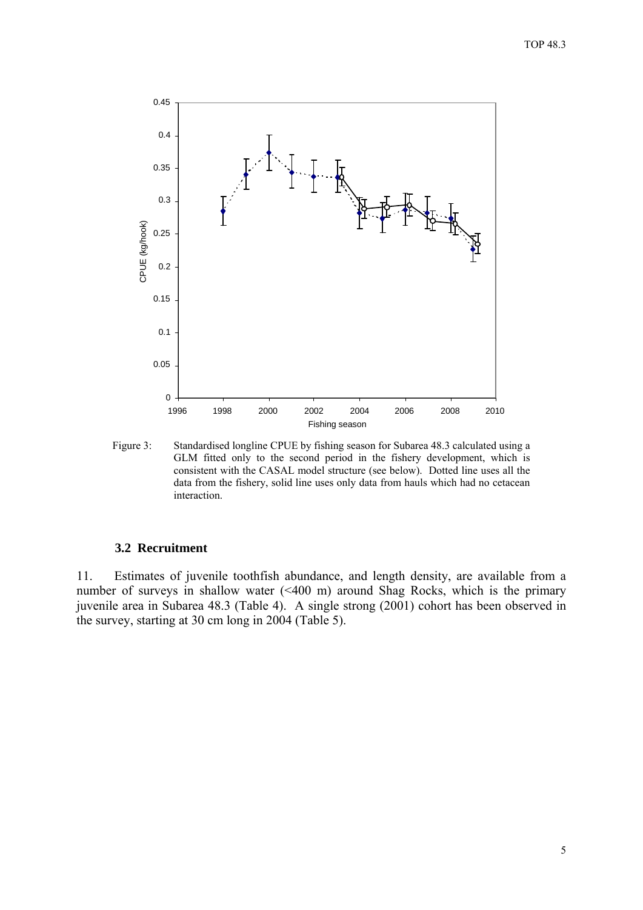Figure 3: Standardised longline CPUE by fishing season for Subarea 48.3 calculated using a GLM fitted only to the second period in the fishery development, which is consistent with the CASAL model structure (see below). Dotted line uses all the data from the fishery, solid line uses only data from hauls which had no cetacean interaction.

### 3.2 Recruitment

11. Estimates of juvenile toothfish abundance, and length density, are available from a number of surveys in shallow water (<400 m) around Shag Rocks, which is the primary juvenile area in Subarea 48.3 (Table 4). A single strong (2001) cohort has been observed in the survey, starting at 30 cm long in 2004 (Table 5).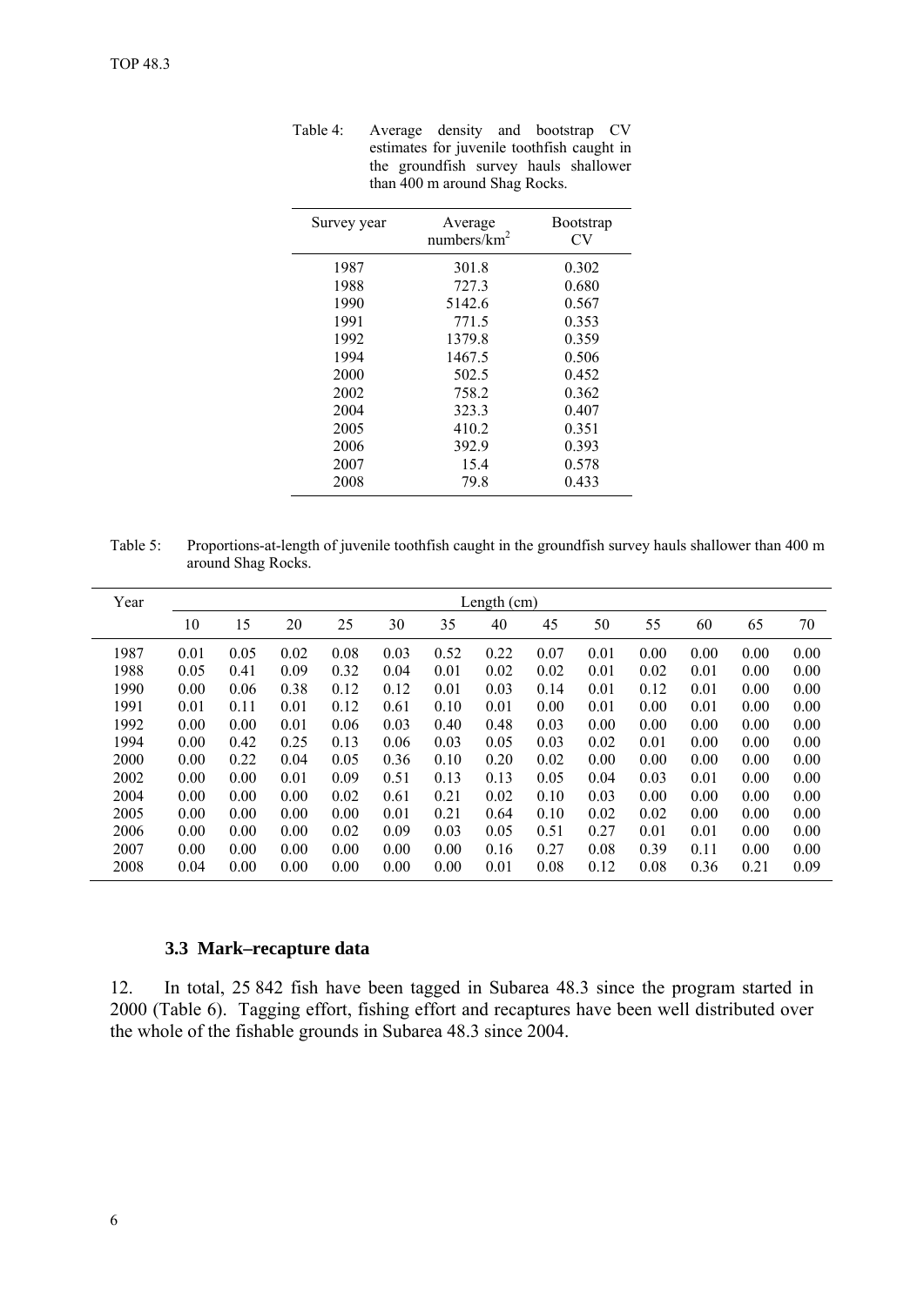Table 4: Average density and bootstrap CV estimates for juvenile toothfish caught in the groundfish survey hauls shallower than 400 m around Shag Rocks.

| Survey year | Average numbers/km$^2$ | Bootstrap CV |
|---|---|---|
| 1987 | 301.8 | 0.302 |
| 1988 | 727.3 | 0.680 |
| 1990 | 5142.6 | 0.567 |
| 1991 | 771.5 | 0.353 |
| 1992 | 1379.8 | 0.359 |
| 1994 | 1467.5 | 0.506 |
| 2000 | 502.5 | 0.452 |
| 2002 | 758.2 | 0.362 |
| 2004 | 323.3 | 0.407 |
| 2005 | 410.2 | 0.351 |
| 2006 | 392.9 | 0.393 |
| 2007 | 15.4 | 0.578 |
| 2008 | 79.8 | 0.433 |

Table 5: Proportions-at-length of juvenile toothfish caught in the groundfish survey hauls shallower than 400 m around Shag Rocks.

| Year | Length (cm) | | | | | | | | | | | | |
|---|---|---|---|---|---|---|---|---|---|---|---|---|---|
| | 10 | 15 | 20 | 25 | 30 | 35 | 40 | 45 | 50 | 55 | 60 | 65 | 70 |
| 1987 | 0.01 | 0.05 | 0.02 | 0.08 | 0.03 | 0.52 | 0.22 | 0.07 | 0.01 | 0.00 | 0.00 | 0.00 | 0.00 |
| 1988 | 0.05 | 0.41 | 0.09 | 0.32 | 0.04 | 0.01 | 0.02 | 0.02 | 0.01 | 0.02 | 0.01 | 0.00 | 0.00 |
| 1990 | 0.00 | 0.06 | 0.38 | 0.12 | 0.12 | 0.01 | 0.03 | 0.14 | 0.01 | 0.12 | 0.01 | 0.00 | 0.00 |
| 1991 | 0.01 | 0.11 | 0.01 | 0.12 | 0.61 | 0.10 | 0.01 | 0.00 | 0.01 | 0.00 | 0.01 | 0.00 | 0.00 |
| 1992 | 0.00 | 0.00 | 0.01 | 0.06 | 0.03 | 0.40 | 0.48 | 0.03 | 0.00 | 0.00 | 0.00 | 0.00 | 0.00 |
| 1994 | 0.00 | 0.42 | 0.25 | 0.13 | 0.06 | 0.03 | 0.05 | 0.03 | 0.02 | 0.01 | 0.00 | 0.00 | 0.00 |
| 2000 | 0.00 | 0.22 | 0.04 | 0.05 | 0.36 | 0.10 | 0.20 | 0.02 | 0.00 | 0.00 | 0.00 | 0.00 | 0.00 |
| 2002 | 0.00 | 0.00 | 0.01 | 0.09 | 0.51 | 0.13 | 0.13 | 0.05 | 0.04 | 0.03 | 0.01 | 0.00 | 0.00 |
| 2004 | 0.00 | 0.00 | 0.00 | 0.02 | 0.61 | 0.21 | 0.02 | 0.10 | 0.03 | 0.00 | 0.00 | 0.00 | 0.00 |
| 2005 | 0.00 | 0.00 | 0.00 | 0.00 | 0.01 | 0.21 | 0.64 | 0.10 | 0.02 | 0.02 | 0.00 | 0.00 | 0.00 |
| 2006 | 0.00 | 0.00 | 0.00 | 0.02 | 0.09 | 0.03 | 0.05 | 0.51 | 0.27 | 0.01 | 0.01 | 0.00 | 0.00 |
| 2007 | 0.00 | 0.00 | 0.00 | 0.00 | 0.00 | 0.00 | 0.16 | 0.27 | 0.08 | 0.39 | 0.11 | 0.00 | 0.00 |
| 2008 | 0.04 | 0.00 | 0.00 | 0.00 | 0.00 | 0.00 | 0.01 | 0.08 | 0.12 | 0.08 | 0.36 | 0.21 | 0.09 |

### 3.3 Mark–recapture data

12. In total, 25 842 fish have been tagged in Subarea 48.3 since the program started in 2000 (Table 6). Tagging effort, fishing effort and recaptures have been well distributed over the whole of the fishable grounds in Subarea 48.3 since 2004.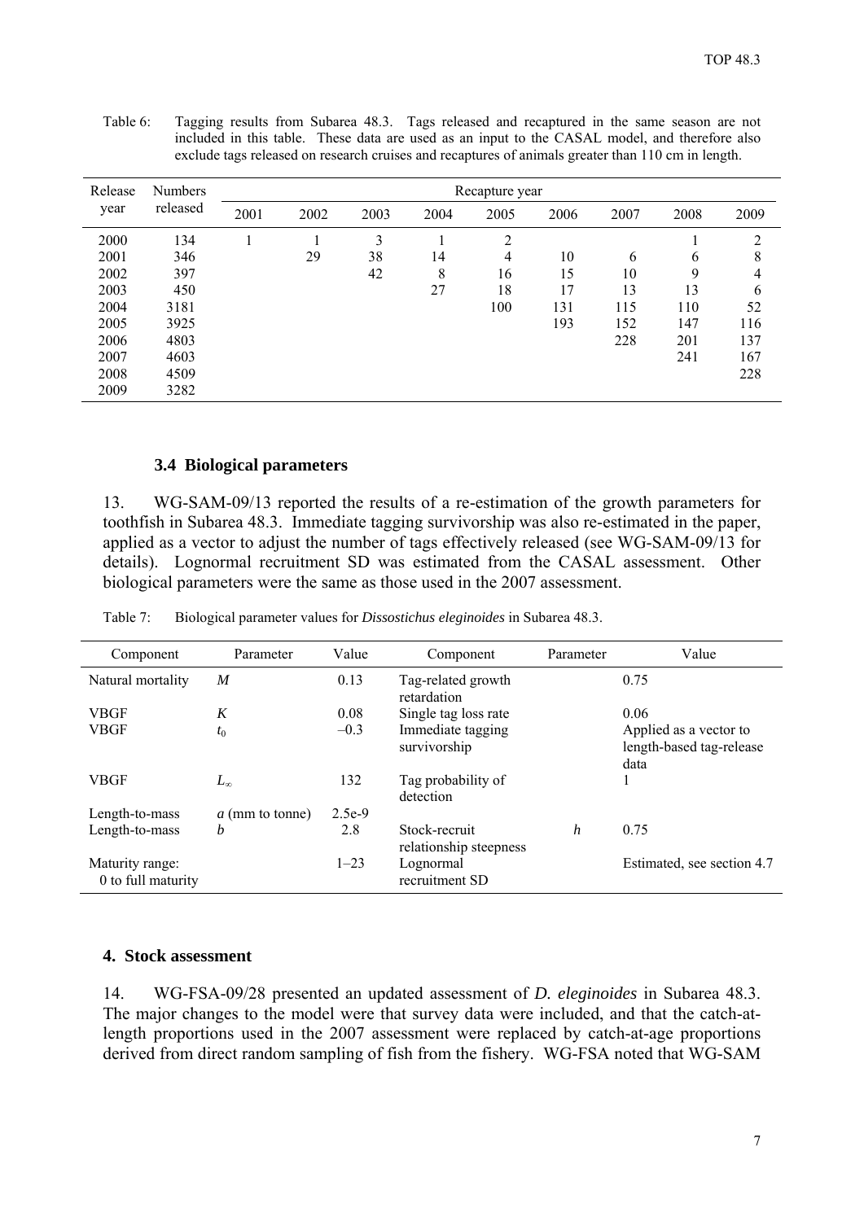Table 6: Tagging results from Subarea 48.3. Tags released and recaptured in the same season are not included in this table. These data are used as an input to the CASAL model, and therefore also exclude tags released on research cruises and recaptures of animals greater than 110 cm in length.

| Release year | Numbers released | Recapture year | | | | | | | | |
|---|---|---|---|---|---|---|---|---|---|---|
| | | 2001 | 2002 | 2003 | 2004 | 2005 | 2006 | 2007 | 2008 | 2009 |
| 2000 | 134 | 1 | 1 | 3 | 1 | 2 | | | 1 | 2 |
| 2001 | 346 | | 29 | 38 | 14 | 4 | 10 | 6 | 6 | 8 |
| 2002 | 397 | | | 42 | 8 | 16 | 15 | 10 | 9 | 4 |
| 2003 | 450 | | | | 27 | 18 | 17 | 13 | 13 | 6 |
| 2004 | 3181 | | | | | 100 | 131 | 115 | 110 | 52 |
| 2005 | 3925 | | | | | | 193 | 152 | 147 | 116 |
| 2006 | 4803 | | | | | | | 228 | 201 | 137 |
| 2007 | 4603 | | | | | | | | 241 | 167 |
| 2008 | 4509 | | | | | | | | | 228 |
| 2009 | 3282 | | | | | | | | | |

### 3.4 Biological parameters

13. WG-SAM-09/13 reported the results of a re-estimation of the growth parameters for toothfish in Subarea 48.3. Immediate tagging survivorship was also re-estimated in the paper, applied as a vector to adjust the number of tags effectively released (see WG-SAM-09/13 for details). Lognormal recruitment SD was estimated from the CASAL assessment. Other biological parameters were the same as those used in the 2007 assessment.

Table 7: Biological parameter values for *Dissostichus eleginoides* in Subarea 48.3.

| Component | Parameter | Value | Component | Parameter | Value |
|---|---|---|---|---|---|
| Natural mortality | $M$ | 0.13 | Tag-related growth retardation | | 0.75 |
| VBGF | $K$ | 0.08 | Single tag loss rate | | 0.06 |
| VBGF | $t_0$ | –0.3 | Immediate tagging survivorship | | Applied as a vector to length-based tag-release data |
| VBGF | $L_\infty$ | 132 | Tag probability of detection | | 1 |
| Length-to-mass | $a$ (mm to tonne) | 2.5e-9 | | | |
| Length-to-mass | $b$ | 2.8 | Stock-recruit relationship steepness | $h$ | 0.75 |
| Maturity range: 0 to full maturity | | 1–23 | Lognormal recruitment SD | | Estimated, see section 4.7 |

## 4. Stock assessment

14. WG-FSA-09/28 presented an updated assessment of *D. eleginoides* in Subarea 48.3. The major changes to the model were that survey data were included, and that the catch-at-length proportions used in the 2007 assessment were replaced by catch-at-age proportions derived from direct random sampling of fish from the fishery. WG-FSA noted that WG-SAM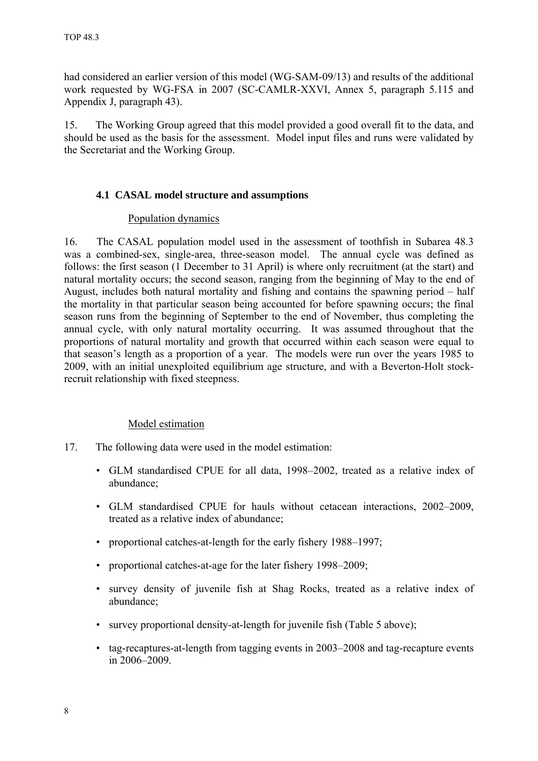had considered an earlier version of this model (WG-SAM-09/13) and results of the additional work requested by WG-FSA in 2007 (SC-CAMLR-XXVI, Annex 5, paragraph 5.115 and Appendix J, paragraph 43).

15. The Working Group agreed that this model provided a good overall fit to the data, and should be used as the basis for the assessment. Model input files and runs were validated by the Secretariat and the Working Group.

### 4.1 CASAL model structure and assumptions

#### Population dynamics

16. The CASAL population model used in the assessment of toothfish in Subarea 48.3 was a combined-sex, single-area, three-season model. The annual cycle was defined as follows: the first season (1 December to 31 April) is where only recruitment (at the start) and natural mortality occurs; the second season, ranging from the beginning of May to the end of August, includes both natural mortality and fishing and contains the spawning period – half the mortality in that particular season being accounted for before spawning occurs; the final season runs from the beginning of September to the end of November, thus completing the annual cycle, with only natural mortality occurring. It was assumed throughout that the proportions of natural mortality and growth that occurred within each season were equal to that season's length as a proportion of a year. The models were run over the years 1985 to 2009, with an initial unexploited equilibrium age structure, and with a Beverton-Holt stock-recruit relationship with fixed steepness.

#### Model estimation

17. The following data were used in the model estimation:

- GLM standardised CPUE for all data, 1998–2002, treated as a relative index of abundance;
- GLM standardised CPUE for hauls without cetacean interactions, 2002–2009, treated as a relative index of abundance;
- proportional catches-at-length for the early fishery 1988–1997;
- proportional catches-at-age for the later fishery 1998–2009;
- survey density of juvenile fish at Shag Rocks, treated as a relative index of abundance;
- survey proportional density-at-length for juvenile fish (Table 5 above);
- tag-recaptures-at-length from tagging events in 2003–2008 and tag-recapture events in 2006–2009.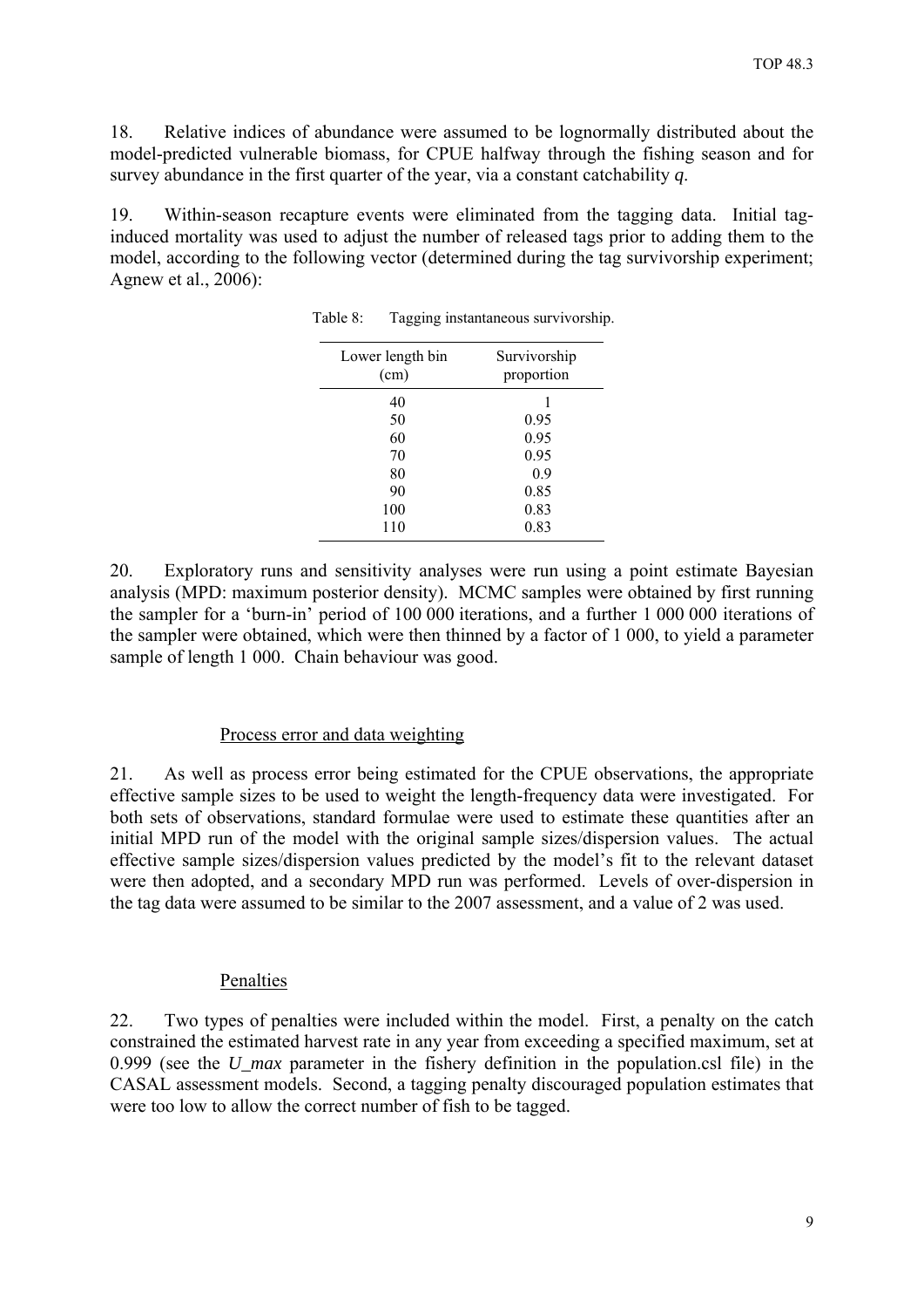18. Relative indices of abundance were assumed to be lognormally distributed about the model-predicted vulnerable biomass, for CPUE halfway through the fishing season and for survey abundance in the first quarter of the year, via a constant catchability $q$.

19. Within-season recapture events were eliminated from the tagging data. Initial tag-induced mortality was used to adjust the number of released tags prior to adding them to the model, according to the following vector (determined during the tag survivorship experiment; Agnew et al., 2006):

Table 8: Tagging instantaneous survivorship.

| Lower length bin (cm) | Survivorship proportion |
|---|---|
| 40 | 1 |
| 50 | 0.95 |
| 60 | 0.95 |
| 70 | 0.95 |
| 80 | 0.9 |
| 90 | 0.85 |
| 100 | 0.83 |
| 110 | 0.83 |

20. Exploratory runs and sensitivity analyses were run using a point estimate Bayesian analysis (MPD: maximum posterior density). MCMC samples were obtained by first running the sampler for a 'burn-in' period of 100 000 iterations, and a further 1 000 000 iterations of the sampler were obtained, which were then thinned by a factor of 1 000, to yield a parameter sample of length 1 000. Chain behaviour was good.

## Process error and data weighting

21. As well as process error being estimated for the CPUE observations, the appropriate effective sample sizes to be used to weight the length-frequency data were investigated. For both sets of observations, standard formulae were used to estimate these quantities after an initial MPD run of the model with the original sample sizes/dispersion values. The actual effective sample sizes/dispersion values predicted by the model's fit to the relevant dataset were then adopted, and a secondary MPD run was performed. Levels of over-dispersion in the tag data were assumed to be similar to the 2007 assessment, and a value of 2 was used.

## Penalties

22. Two types of penalties were included within the model. First, a penalty on the catch constrained the estimated harvest rate in any year from exceeding a specified maximum, set at 0.999 (see the $U\_max$ parameter in the fishery definition in the population.csl file) in the CASAL assessment models. Second, a tagging penalty discouraged population estimates that were too low to allow the correct number of fish to be tagged.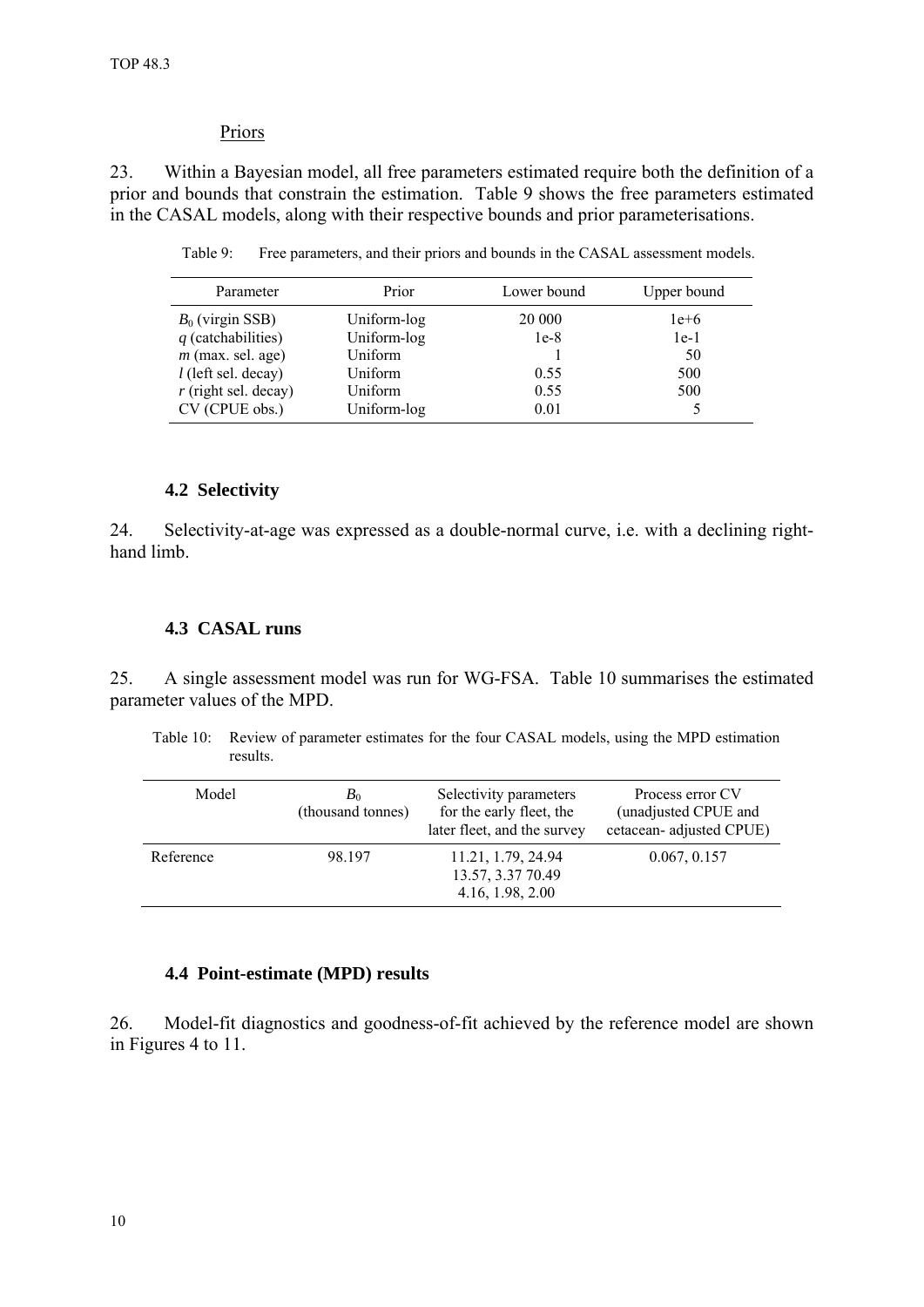Priors

23. Within a Bayesian model, all free parameters estimated require both the definition of a prior and bounds that constrain the estimation. Table 9 shows the free parameters estimated in the CASAL models, along with their respective bounds and prior parameterisations.

Table 9: Free parameters, and their priors and bounds in the CASAL assessment models.

| Parameter | Prior | Lower bound | Upper bound |
|---|---|---|---|
| $B_0$ (virgin SSB) | Uniform-log | 20 000 | 1e+6 |
| *q* (catchabilities) | Uniform-log | 1e-8 | 1e-1 |
| *m* (max. sel. age) | Uniform | 1 | 50 |
| *l* (left sel. decay) | Uniform | 0.55 | 500 |
| *r* (right sel. decay) | Uniform | 0.55 | 500 |
| CV (CPUE obs.) | Uniform-log | 0.01 | 5 |

### 4.2 Selectivity

24. Selectivity-at-age was expressed as a double-normal curve, i.e. with a declining right-hand limb.

### 4.3 CASAL runs

25. A single assessment model was run for WG-FSA. Table 10 summarises the estimated parameter values of the MPD.

Table 10: Review of parameter estimates for the four CASAL models, using the MPD estimation results.

| Model | $B_0$ (thousand tonnes) | Selectivity parameters for the early fleet, the later fleet, and the survey | Process error CV (unadjusted CPUE and cetacean- adjusted CPUE) |
|---|---|---|---|
| Reference | 98.197 | 11.21, 1.79, 24.94<br>13.57, 3.37 70.49<br>4.16, 1.98, 2.00 | 0.067, 0.157 |

### 4.4 Point-estimate (MPD) results

26. Model-fit diagnostics and goodness-of-fit achieved by the reference model are shown in Figures 4 to 11.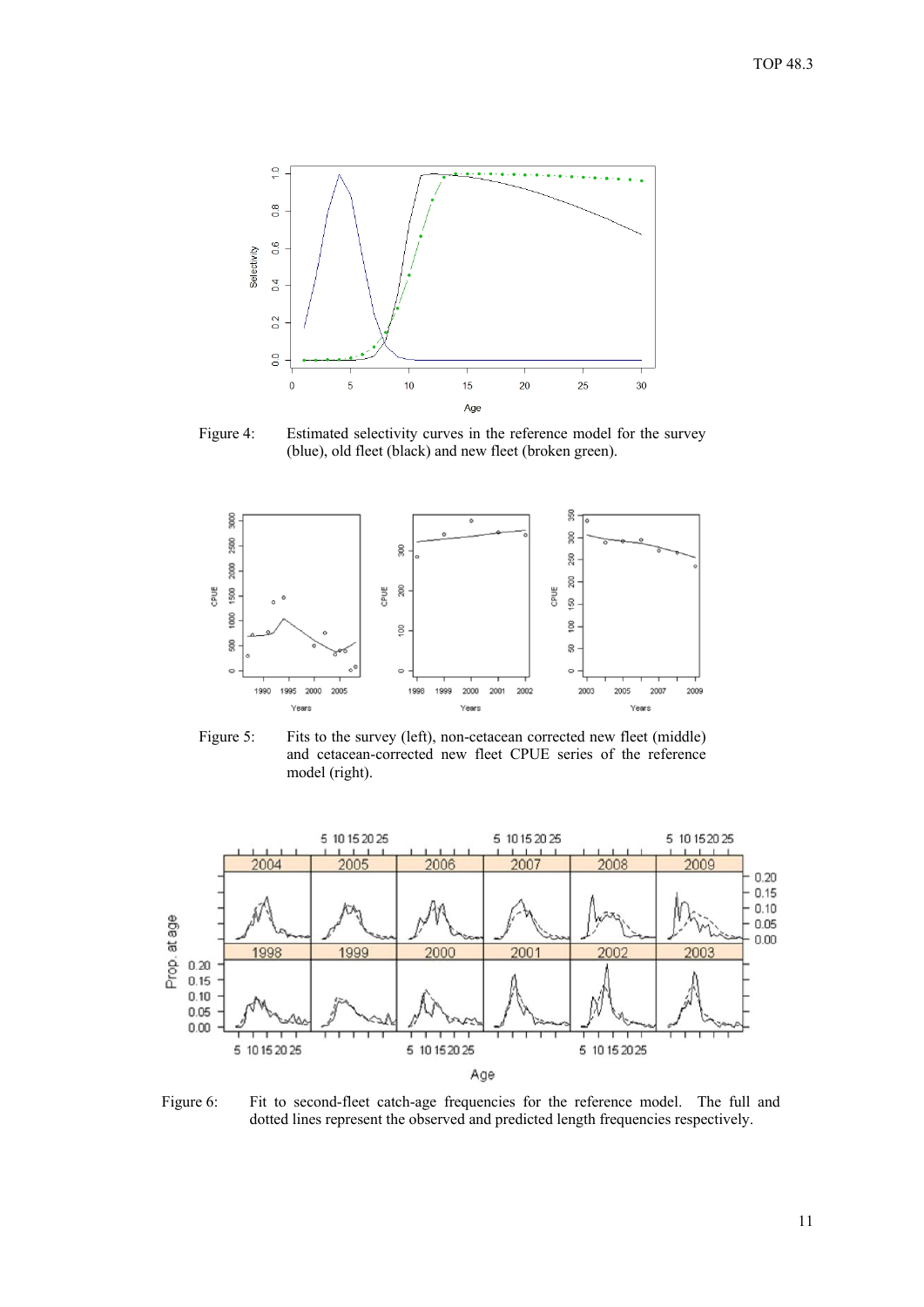Figure 4: Estimated selectivity curves in the reference model for the survey (blue), old fleet (black) and new fleet (broken green).

Figure 5: Fits to the survey (left), non-cetacean corrected new fleet (middle) and cetacean-corrected new fleet CPUE series of the reference model (right).

Figure 6: Fit to second-fleet catch-age frequencies for the reference model. The full and dotted lines represent the observed and predicted length frequencies respectively.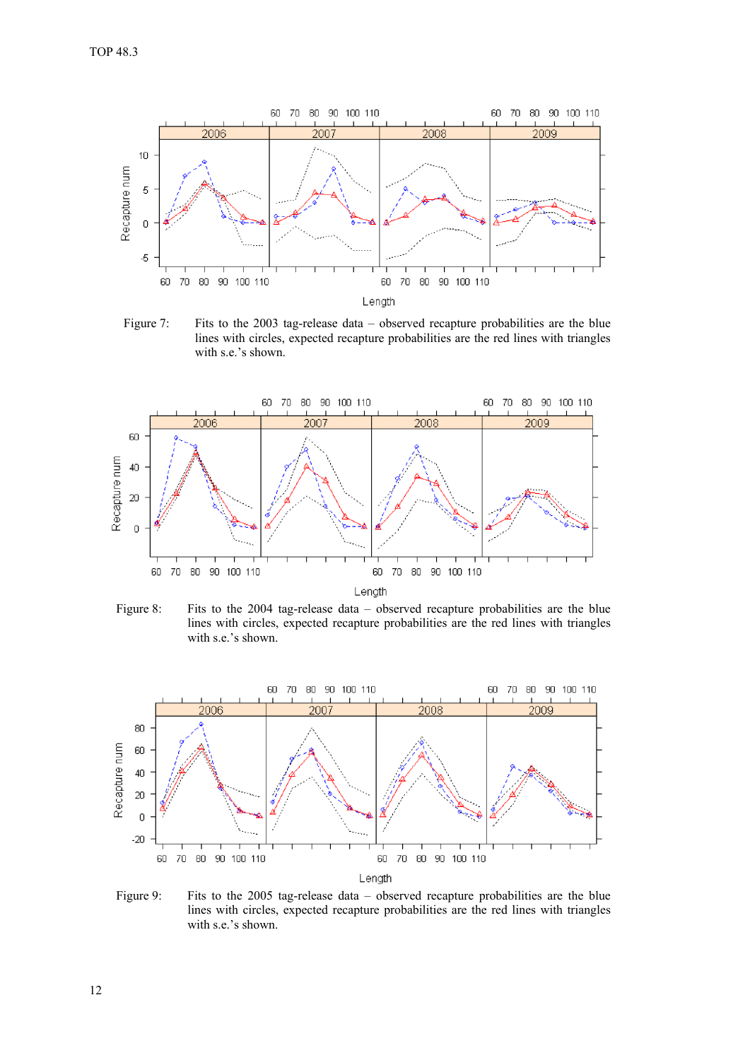Figure 7: Fits to the 2003 tag-release data – observed recapture probabilities are the blue lines with circles, expected recapture probabilities are the red lines with triangles with s.e.'s shown.

Figure 8: Fits to the 2004 tag-release data – observed recapture probabilities are the blue lines with circles, expected recapture probabilities are the red lines with triangles with s.e.'s shown.

Figure 9: Fits to the 2005 tag-release data – observed recapture probabilities are the blue lines with circles, expected recapture probabilities are the red lines with triangles with s.e.'s shown.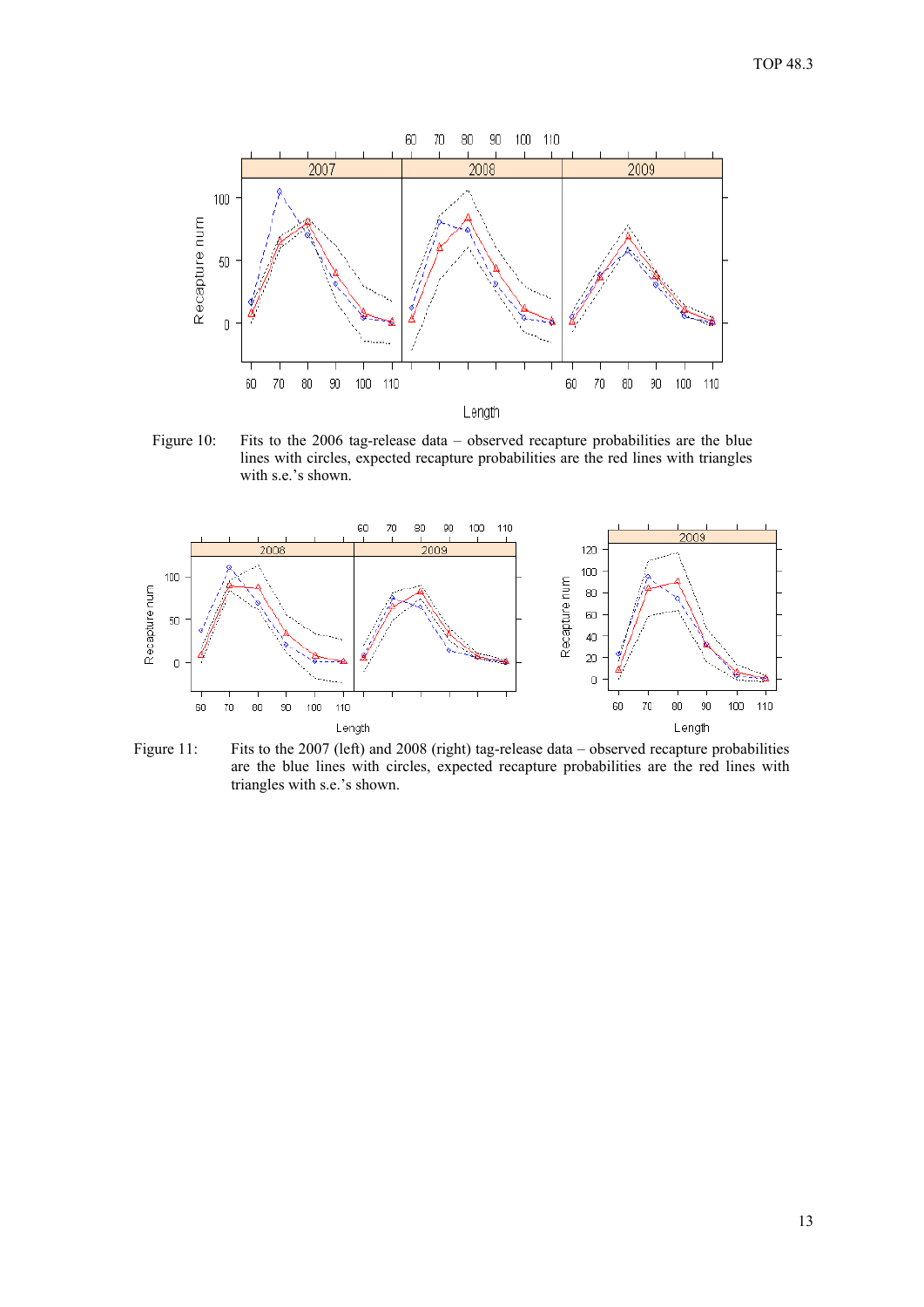Figure 10: Fits to the 2006 tag-release data – observed recapture probabilities are the blue lines with circles, expected recapture probabilities are the red lines with triangles with s.e.'s shown.

Figure 11: Fits to the 2007 (left) and 2008 (right) tag-release data – observed recapture probabilities are the blue lines with circles, expected recapture probabilities are the red lines with triangles with s.e.'s shown.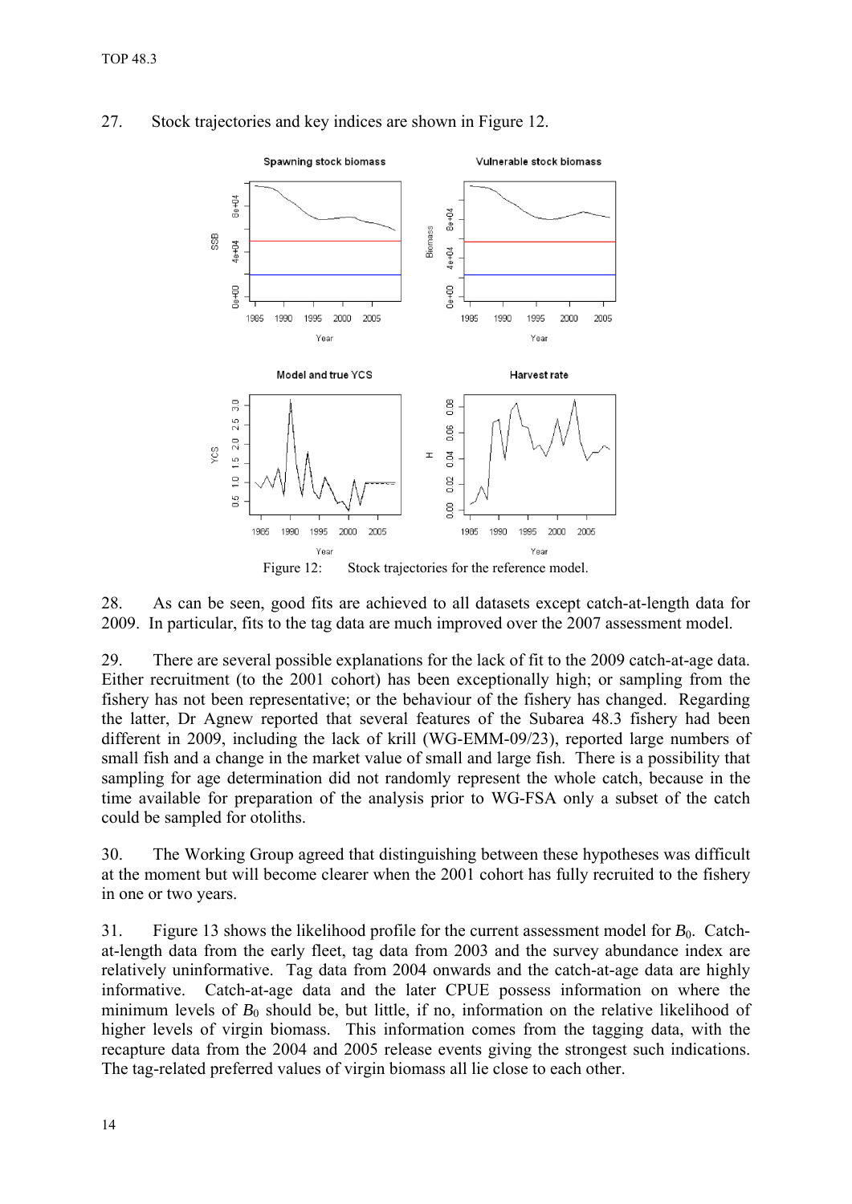27. Stock trajectories and key indices are shown in Figure 12.

Figure 12: Stock trajectories for the reference model.

28. As can be seen, good fits are achieved to all datasets except catch-at-length data for 2009. In particular, fits to the tag data are much improved over the 2007 assessment model.

29. There are several possible explanations for the lack of fit to the 2009 catch-at-age data. Either recruitment (to the 2001 cohort) has been exceptionally high; or sampling from the fishery has not been representative; or the behaviour of the fishery has changed. Regarding the latter, Dr Agnew reported that several features of the Subarea 48.3 fishery had been different in 2009, including the lack of krill (WG-EMM-09/23), reported large numbers of small fish and a change in the market value of small and large fish. There is a possibility that sampling for age determination did not randomly represent the whole catch, because in the time available for preparation of the analysis prior to WG-FSA only a subset of the catch could be sampled for otoliths.

30. The Working Group agreed that distinguishing between these hypotheses was difficult at the moment but will become clearer when the 2001 cohort has fully recruited to the fishery in one or two years.

31. Figure 13 shows the likelihood profile for the current assessment model for $B_0$. Catch-at-length data from the early fleet, tag data from 2003 and the survey abundance index are relatively uninformative. Tag data from 2004 onwards and the catch-at-age data are highly informative. Catch-at-age data and the later CPUE possess information on where the minimum levels of $B_0$ should be, but little, if no, information on the relative likelihood of higher levels of virgin biomass. This information comes from the tagging data, with the recapture data from the 2004 and 2005 release events giving the strongest such indications. The tag-related preferred values of virgin biomass all lie close to each other.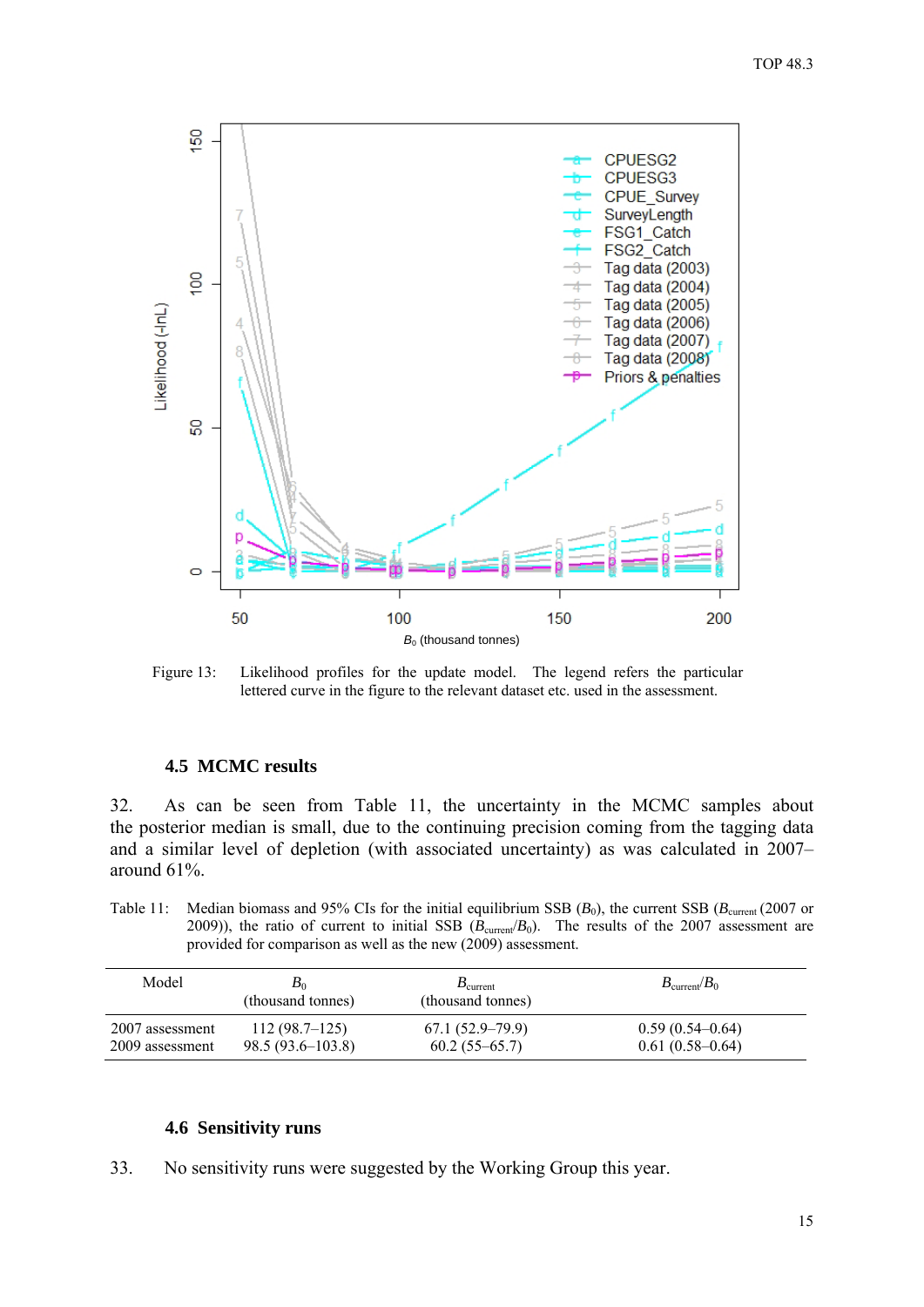Figure 13: Likelihood profiles for the update model. The legend refers the particular lettered curve in the figure to the relevant dataset etc. used in the assessment.

### 4.5 MCMC results

32. As can be seen from Table 11, the uncertainty in the MCMC samples about the posterior median is small, due to the continuing precision coming from the tagging data and a similar level of depletion (with associated uncertainty) as was calculated in 2007– around 61%.

Table 11: Median biomass and 95% CIs for the initial equilibrium SSB ($B_0$), the current SSB ($B_{current}$ (2007 or 2009)), the ratio of current to initial SSB ($B_{current}/B_0$). The results of the 2007 assessment are provided for comparison as well as the new (2009) assessment.

| Model | $B_0$ (thousand tonnes) | $B_{current}$ (thousand tonnes) | $B_{current}/B_0$ |
|---|---|---|---|
| 2007 assessment | 112 (98.7–125) | 67.1 (52.9–79.9) | 0.59 (0.54–0.64) |
| 2009 assessment | 98.5 (93.6–103.8) | 60.2 (55–65.7) | 0.61 (0.58–0.64) |

### 4.6 Sensitivity runs

33. No sensitivity runs were suggested by the Working Group this year.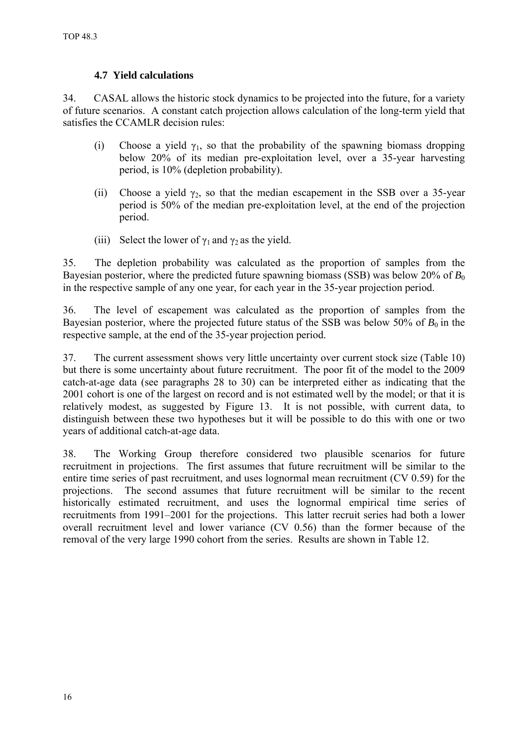### 4.7 Yield calculations

34. CASAL allows the historic stock dynamics to be projected into the future, for a variety of future scenarios. A constant catch projection allows calculation of the long-term yield that satisfies the CCAMLR decision rules:

(i) Choose a yield $\gamma_1$, so that the probability of the spawning biomass dropping below 20% of its median pre-exploitation level, over a 35-year harvesting period, is 10% (depletion probability).

(ii) Choose a yield $\gamma_2$, so that the median escapement in the SSB over a 35-year period is 50% of the median pre-exploitation level, at the end of the projection period.

(iii) Select the lower of $\gamma_1$ and $\gamma_2$ as the yield.

35. The depletion probability was calculated as the proportion of samples from the Bayesian posterior, where the predicted future spawning biomass (SSB) was below 20% of $B_0$ in the respective sample of any one year, for each year in the 35-year projection period.

36. The level of escapement was calculated as the proportion of samples from the Bayesian posterior, where the projected future status of the SSB was below 50% of $B_0$ in the respective sample, at the end of the 35-year projection period.

37. The current assessment shows very little uncertainty over current stock size (Table 10) but there is some uncertainty about future recruitment. The poor fit of the model to the 2009 catch-at-age data (see paragraphs 28 to 30) can be interpreted either as indicating that the 2001 cohort is one of the largest on record and is not estimated well by the model; or that it is relatively modest, as suggested by Figure 13. It is not possible, with current data, to distinguish between these two hypotheses but it will be possible to do this with one or two years of additional catch-at-age data.

38. The Working Group therefore considered two plausible scenarios for future recruitment in projections. The first assumes that future recruitment will be similar to the entire time series of past recruitment, and uses lognormal mean recruitment (CV 0.59) for the projections. The second assumes that future recruitment will be similar to the recent historically estimated recruitment, and uses the lognormal empirical time series of recruitments from 1991–2001 for the projections. This latter recruit series had both a lower overall recruitment level and lower variance (CV 0.56) than the former because of the removal of the very large 1990 cohort from the series. Results are shown in Table 12.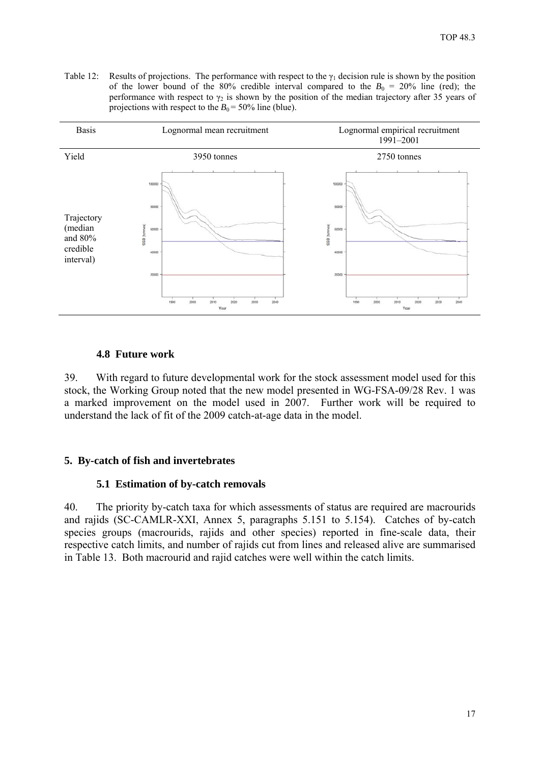Table 12: Results of projections. The performance with respect to the $\gamma_1$ decision rule is shown by the position of the lower bound of the 80% credible interval compared to the $B_0$ = 20% line (red); the performance with respect to $\gamma_2$ is shown by the position of the median trajectory after 35 years of projections with respect to the $B_0$ = 50% line (blue).

| Basis | Lognormal mean recruitment | Lognormal empirical recruitment 1991–2001 |
|---|---|---|
| Yield | 3950 tonnes | 2750 tonnes |
| Trajectory (median and 80% credible interval) | | |

### 4.8 Future work

39. With regard to future developmental work for the stock assessment model used for this stock, the Working Group noted that the new model presented in WG-FSA-09/28 Rev. 1 was a marked improvement on the model used in 2007. Further work will be required to understand the lack of fit of the 2009 catch-at-age data in the model.

## 5. By-catch of fish and invertebrates

### 5.1 Estimation of by-catch removals

40. The priority by-catch taxa for which assessments of status are required are macrourids and rajids (SC-CAMLR-XXI, Annex 5, paragraphs 5.151 to 5.154). Catches of by-catch species groups (macrourids, rajids and other species) reported in fine-scale data, their respective catch limits, and number of rajids cut from lines and released alive are summarised in Table 13. Both macrourid and rajid catches were well within the catch limits.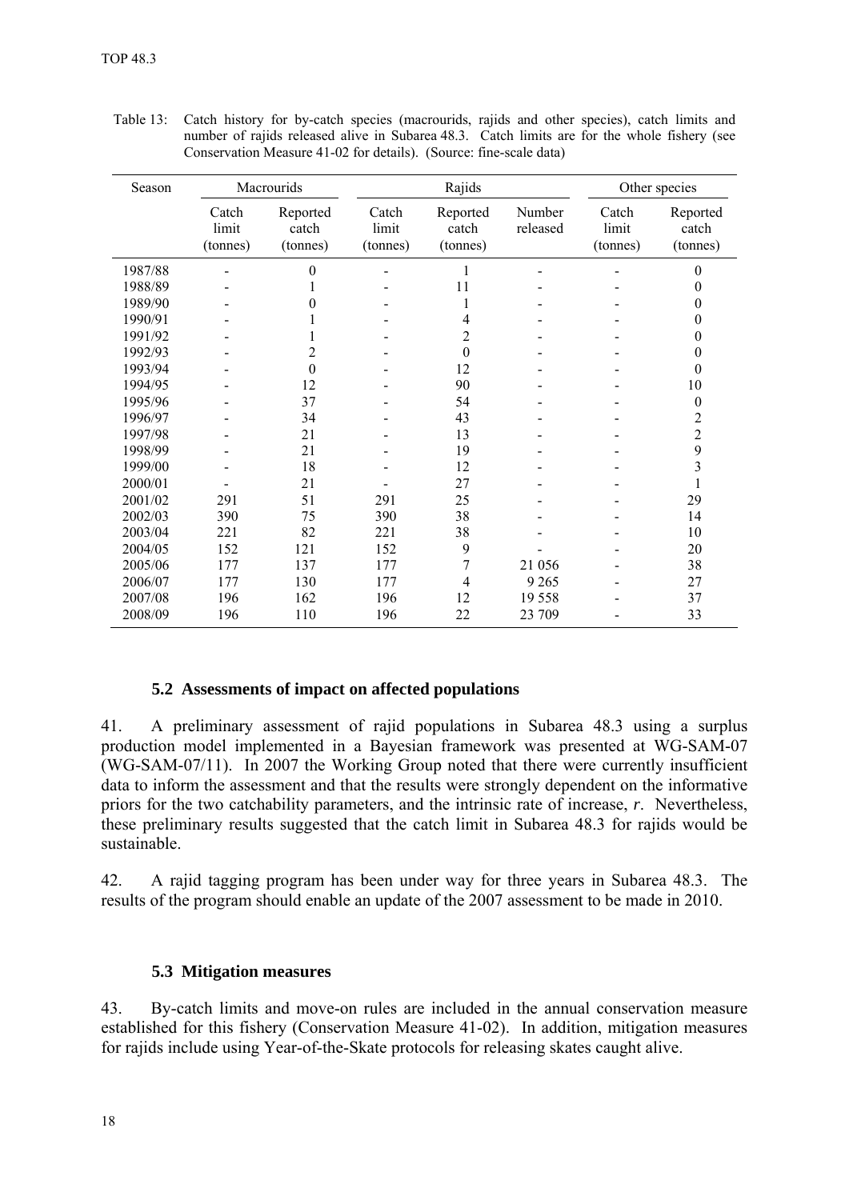Table 13: Catch history for by-catch species (macrourids, rajids and other species), catch limits and number of rajids released alive in Subarea 48.3. Catch limits are for the whole fishery (see Conservation Measure 41-02 for details). (Source: fine-scale data)

| Season | Macrourids | | Rajids | | | Other species | |
|---|---|---|---|---|---|---|---|
| | Catch limit (tonnes) | Reported catch (tonnes) | Catch limit (tonnes) | Reported catch (tonnes) | Number released | Catch limit (tonnes) | Reported catch (tonnes) |
| 1987/88 | - | 0 | - | 1 | - | - | 0 |
| 1988/89 | - | 1 | - | 11 | - | - | 0 |
| 1989/90 | - | 0 | - | 1 | - | - | 0 |
| 1990/91 | - | 1 | - | 4 | - | - | 0 |
| 1991/92 | - | 1 | - | 2 | - | - | 0 |
| 1992/93 | - | 2 | - | 0 | - | - | 0 |
| 1993/94 | - | 0 | - | 12 | - | - | 0 |
| 1994/95 | - | 12 | - | 90 | - | - | 10 |
| 1995/96 | - | 37 | - | 54 | - | - | 0 |
| 1996/97 | - | 34 | - | 43 | - | - | 2 |
| 1997/98 | - | 21 | - | 13 | - | - | 2 |
| 1998/99 | - | 21 | - | 19 | - | - | 9 |
| 1999/00 | - | 18 | - | 12 | - | - | 3 |
| 2000/01 | - | 21 | - | 27 | - | - | 1 |
| 2001/02 | 291 | 51 | 291 | 25 | - | - | 29 |
| 2002/03 | 390 | 75 | 390 | 38 | - | - | 14 |
| 2003/04 | 221 | 82 | 221 | 38 | - | - | 10 |
| 2004/05 | 152 | 121 | 152 | 9 | - | - | 20 |
| 2005/06 | 177 | 137 | 177 | 7 | 21 056 | - | 38 |
| 2006/07 | 177 | 130 | 177 | 4 | 9 265 | - | 27 |
| 2007/08 | 196 | 162 | 196 | 12 | 19 558 | - | 37 |
| 2008/09 | 196 | 110 | 196 | 22 | 23 709 | - | 33 |

### 5.2 Assessments of impact on affected populations

41. A preliminary assessment of rajid populations in Subarea 48.3 using a surplus production model implemented in a Bayesian framework was presented at WG-SAM-07 (WG-SAM-07/11). In 2007 the Working Group noted that there were currently insufficient data to inform the assessment and that the results were strongly dependent on the informative priors for the two catchability parameters, and the intrinsic rate of increase, $r$. Nevertheless, these preliminary results suggested that the catch limit in Subarea 48.3 for rajids would be sustainable.

42. A rajid tagging program has been under way for three years in Subarea 48.3. The results of the program should enable an update of the 2007 assessment to be made in 2010.

### 5.3 Mitigation measures

43. By-catch limits and move-on rules are included in the annual conservation measure established for this fishery (Conservation Measure 41-02). In addition, mitigation measures for rajids include using Year-of-the-Skate protocols for releasing skates caught alive.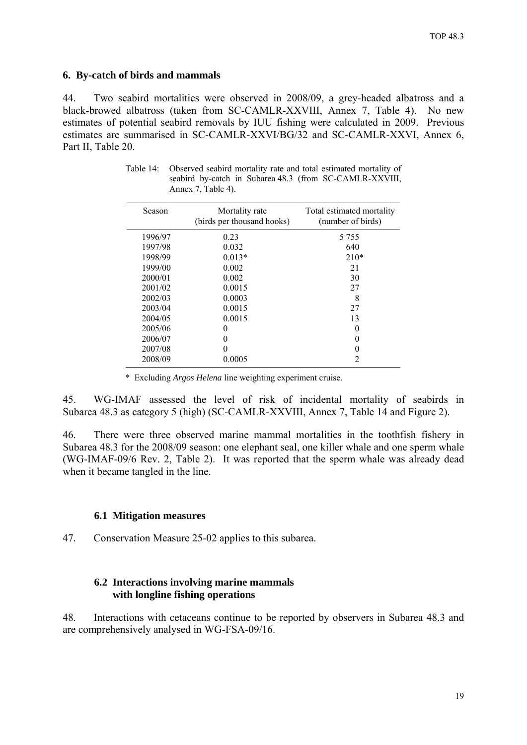## 6. By-catch of birds and mammals

44. Two seabird mortalities were observed in 2008/09, a grey-headed albatross and a black-browed albatross (taken from SC-CAMLR-XXVIII, Annex 7, Table 4). No new estimates of potential seabird removals by IUU fishing were calculated in 2009. Previous estimates are summarised in SC-CAMLR-XXVI/BG/32 and SC-CAMLR-XXVI, Annex 6, Part II, Table 20.

Table 14: Observed seabird mortality rate and total estimated mortality of seabird by-catch in Subarea 48.3 (from SC-CAMLR-XXVIII, Annex 7, Table 4).

| Season | Mortality rate (birds per thousand hooks) | Total estimated mortality (number of birds) |
|---|---|---|
| 1996/97 | 0.23 | 5 755 |
| 1997/98 | 0.032 | 640 |
| 1998/99 | 0.013* | 210* |
| 1999/00 | 0.002 | 21 |
| 2000/01 | 0.002 | 30 |
| 2001/02 | 0.0015 | 27 |
| 2002/03 | 0.0003 | 8 |
| 2003/04 | 0.0015 | 27 |
| 2004/05 | 0.0015 | 13 |
| 2005/06 | 0 | 0 |
| 2006/07 | 0 | 0 |
| 2007/08 | 0 | 0 |
| 2008/09 | 0.0005 | 2 |

\* Excluding *Argos Helena* line weighting experiment cruise.

45. WG-IMAF assessed the level of risk of incidental mortality of seabirds in Subarea 48.3 as category 5 (high) (SC-CAMLR-XXVIII, Annex 7, Table 14 and Figure 2).

46. There were three observed marine mammal mortalities in the toothfish fishery in Subarea 48.3 for the 2008/09 season: one elephant seal, one killer whale and one sperm whale (WG-IMAF-09/6 Rev. 2, Table 2). It was reported that the sperm whale was already dead when it became tangled in the line.

### 6.1 Mitigation measures

47. Conservation Measure 25-02 applies to this subarea.

### 6.2 Interactions involving marine mammals with longline fishing operations

48. Interactions with cetaceans continue to be reported by observers in Subarea 48.3 and are comprehensively analysed in WG-FSA-09/16.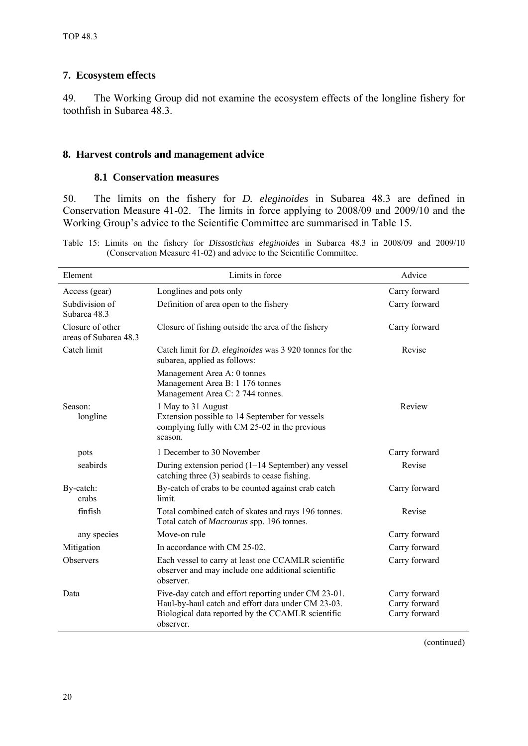## 7. Ecosystem effects

49. The Working Group did not examine the ecosystem effects of the longline fishery for toothfish in Subarea 48.3.

## 8. Harvest controls and management advice

### 8.1 Conservation measures

50. The limits on the fishery for *D. eleginoides* in Subarea 48.3 are defined in Conservation Measure 41-02. The limits in force applying to 2008/09 and 2009/10 and the Working Group's advice to the Scientific Committee are summarised in Table 15.

Table 15: Limits on the fishery for *Dissostichus eleginoides* in Subarea 48.3 in 2008/09 and 2009/10 (Conservation Measure 41-02) and advice to the Scientific Committee.

| Element | Limits in force | Advice |
|---|---|---|
| Access (gear) | Longlines and pots only | Carry forward |
| Subdivision of Subarea 48.3 | Definition of area open to the fishery | Carry forward |
| Closure of other areas of Subarea 48.3 | Closure of fishing outside the area of the fishery | Carry forward |
| Catch limit | Catch limit for *D. eleginoides* was 3 920 tonnes for the subarea, applied as follows: | Revise |
| | Management Area A: 0 tonnes<br>Management Area B: 1 176 tonnes<br>Management Area C: 2 744 tonnes. | |
| Season:<br>longline | 1 May to 31 August<br>Extension possible to 14 September for vessels complying fully with CM 25-02 in the previous season. | Review |
| pots | 1 December to 30 November | Carry forward |
| seabirds | During extension period (1–14 September) any vessel catching three (3) seabirds to cease fishing. | Revise |
| By-catch:<br>crabs | By-catch of crabs to be counted against crab catch limit. | Carry forward |
| finfish | Total combined catch of skates and rays 196 tonnes.<br>Total catch of *Macrourus* spp. 196 tonnes. | Revise |
| any species | Move-on rule | Carry forward |
| Mitigation | In accordance with CM 25-02. | Carry forward |
| Observers | Each vessel to carry at least one CCAMLR scientific observer and may include one additional scientific observer. | Carry forward |
| Data | Five-day catch and effort reporting under CM 23-01.<br>Haul-by-haul catch and effort data under CM 23-03.<br>Biological data reported by the CCAMLR scientific observer. | Carry forward<br>Carry forward<br>Carry forward |

(continued)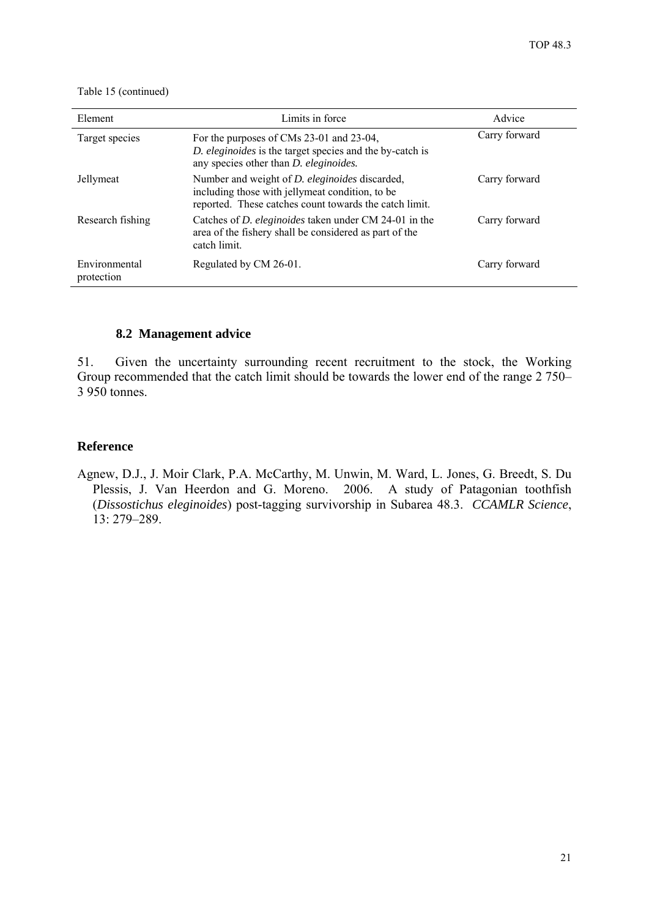Table 15 (continued)

| Element | Limits in force | Advice |
|---|---|---|
| Target species | For the purposes of CMs 23-01 and 23-04, *D. eleginoides* is the target species and the by-catch is any species other than *D. eleginoides.* | Carry forward |
| Jellymeat | Number and weight of *D. eleginoides* discarded, including those with jellymeat condition, to be reported. These catches count towards the catch limit. | Carry forward |
| Research fishing | Catches of *D. eleginoides* taken under CM 24-01 in the area of the fishery shall be considered as part of the catch limit. | Carry forward |
| Environmental protection | Regulated by CM 26-01. | Carry forward |

### 8.2 Management advice

51. Given the uncertainty surrounding recent recruitment to the stock, the Working Group recommended that the catch limit should be towards the lower end of the range 2 750–3 950 tonnes.

## Reference

Agnew, D.J., J. Moir Clark, P.A. McCarthy, M. Unwin, M. Ward, L. Jones, G. Breedt, S. Du Plessis, J. Van Heerdon and G. Moreno. 2006. A study of Patagonian toothfish (*Dissostichus eleginoides*) post-tagging survivorship in Subarea 48.3. *CCAMLR Science*, 13: 279–289.